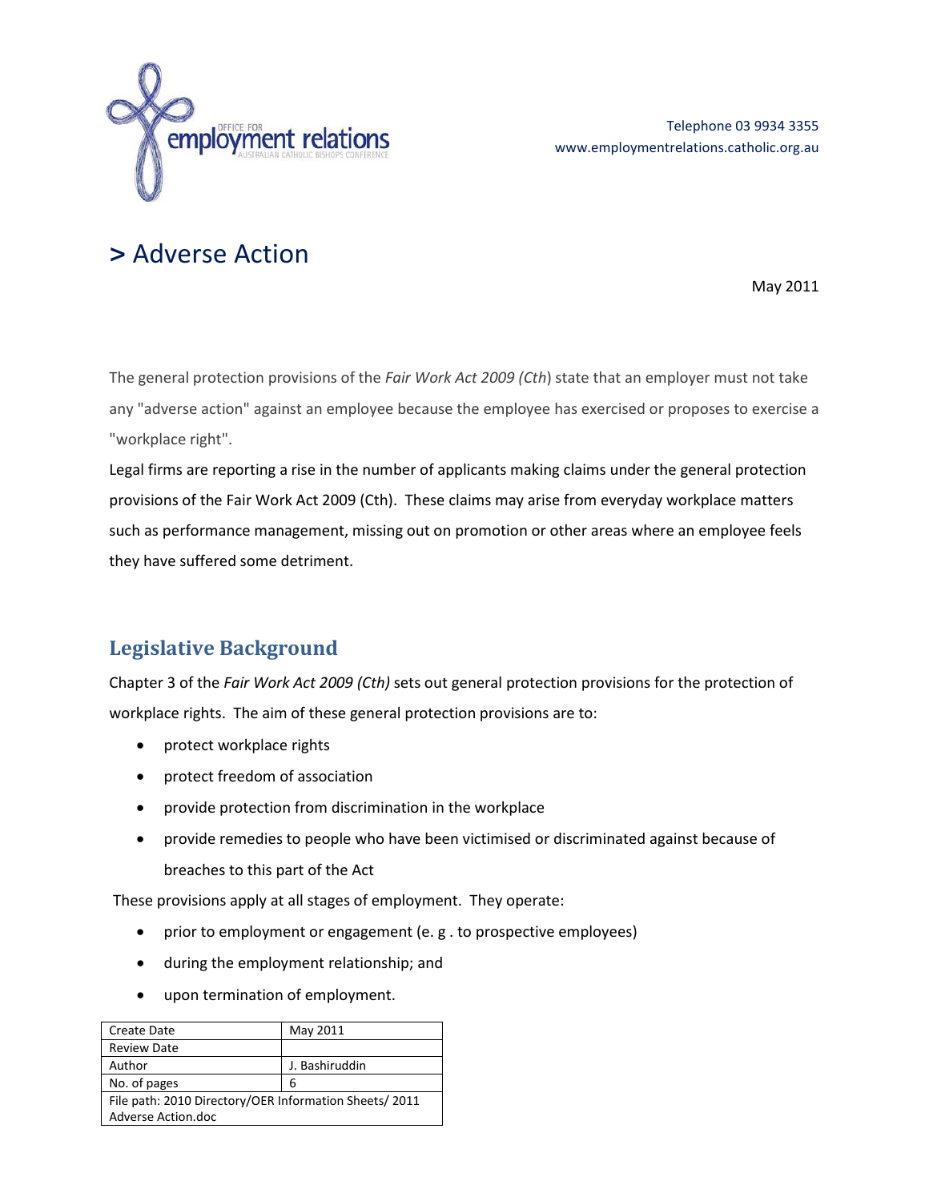Telephone 03 9934 3355
www.employmentrelations.catholic.org.au

# > Adverse Action

May 2011

The general protection provisions of the *Fair Work Act 2009 (Cth*) state that an employer must not take any "adverse action" against an employee because the employee has exercised or proposes to exercise a "workplace right".

Legal firms are reporting a rise in the number of applicants making claims under the general protection provisions of the Fair Work Act 2009 (Cth). These claims may arise from everyday workplace matters such as performance management, missing out on promotion or other areas where an employee feels they have suffered some detriment.

## Legislative Background

Chapter 3 of the *Fair Work Act 2009 (Cth)* sets out general protection provisions for the protection of workplace rights. The aim of these general protection provisions are to:

- protect workplace rights
- protect freedom of association
- provide protection from discrimination in the workplace
- provide remedies to people who have been victimised or discriminated against because of breaches to this part of the Act

These provisions apply at all stages of employment. They operate:

- prior to employment or engagement (e. g . to prospective employees)
- during the employment relationship; and
- upon termination of employment.

| Create Date | May 2011 |
|---|---|
| Review Date | |
| Author | J. Bashiruddin |
| No. of pages | 6 |
| File path: 2010 Directory/OER Information Sheets/ 2011 Adverse Action.doc | |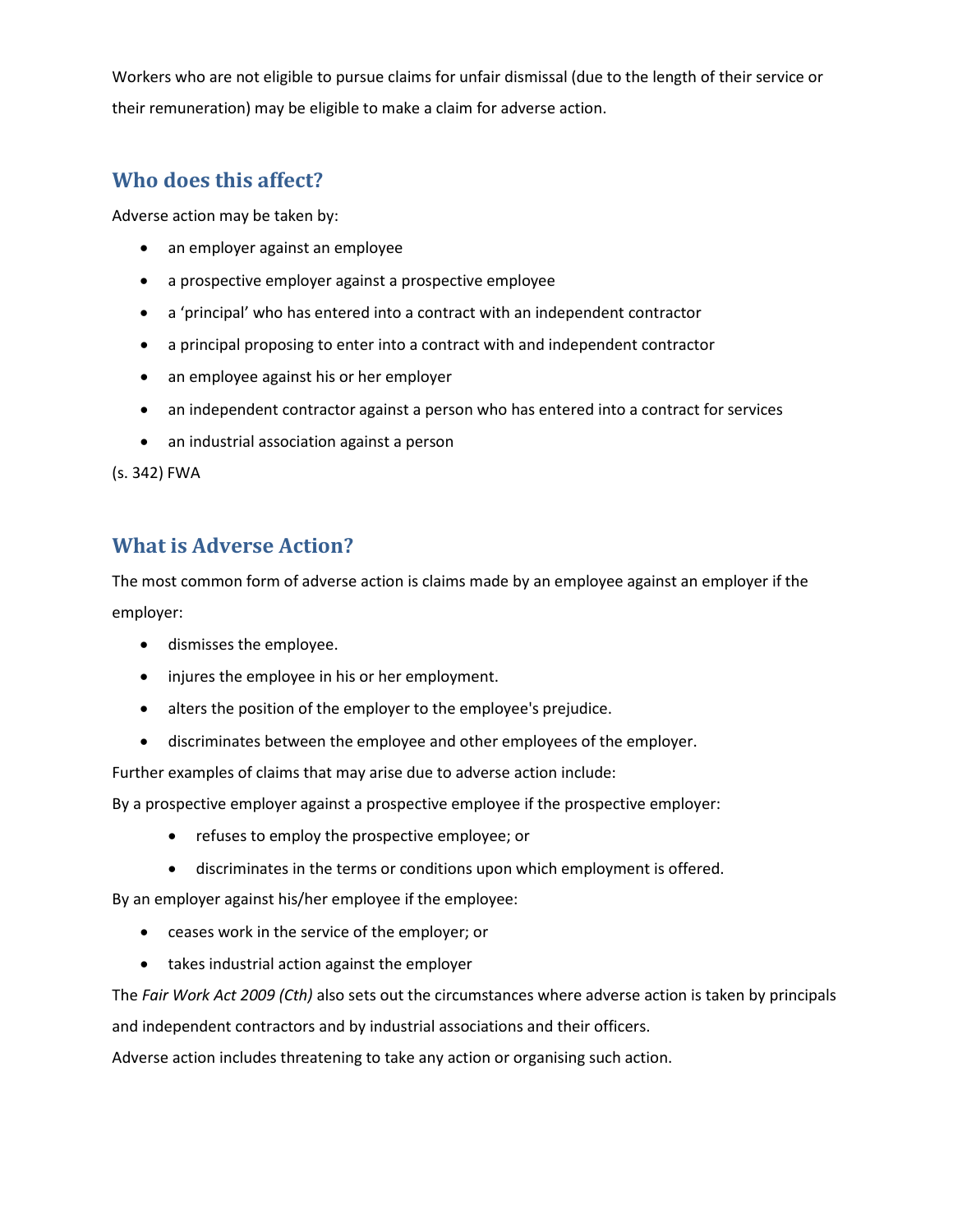Workers who are not eligible to pursue claims for unfair dismissal (due to the length of their service or their remuneration) may be eligible to make a claim for adverse action.

## Who does this affect?

Adverse action may be taken by:

- an employer against an employee
- a prospective employer against a prospective employee
- a 'principal' who has entered into a contract with an independent contractor
- a principal proposing to enter into a contract with and independent contractor
- an employee against his or her employer
- an independent contractor against a person who has entered into a contract for services
- an industrial association against a person

(s. 342) FWA

## What is Adverse Action?

The most common form of adverse action is claims made by an employee against an employer if the employer:

- dismisses the employee.
- injures the employee in his or her employment.
- alters the position of the employer to the employee's prejudice.
- discriminates between the employee and other employees of the employer.

Further examples of claims that may arise due to adverse action include:

By a prospective employer against a prospective employee if the prospective employer:

- refuses to employ the prospective employee; or
- discriminates in the terms or conditions upon which employment is offered.

By an employer against his/her employee if the employee:

- ceases work in the service of the employer; or
- takes industrial action against the employer

The *Fair Work Act 2009 (Cth)* also sets out the circumstances where adverse action is taken by principals and independent contractors and by industrial associations and their officers.

Adverse action includes threatening to take any action or organising such action.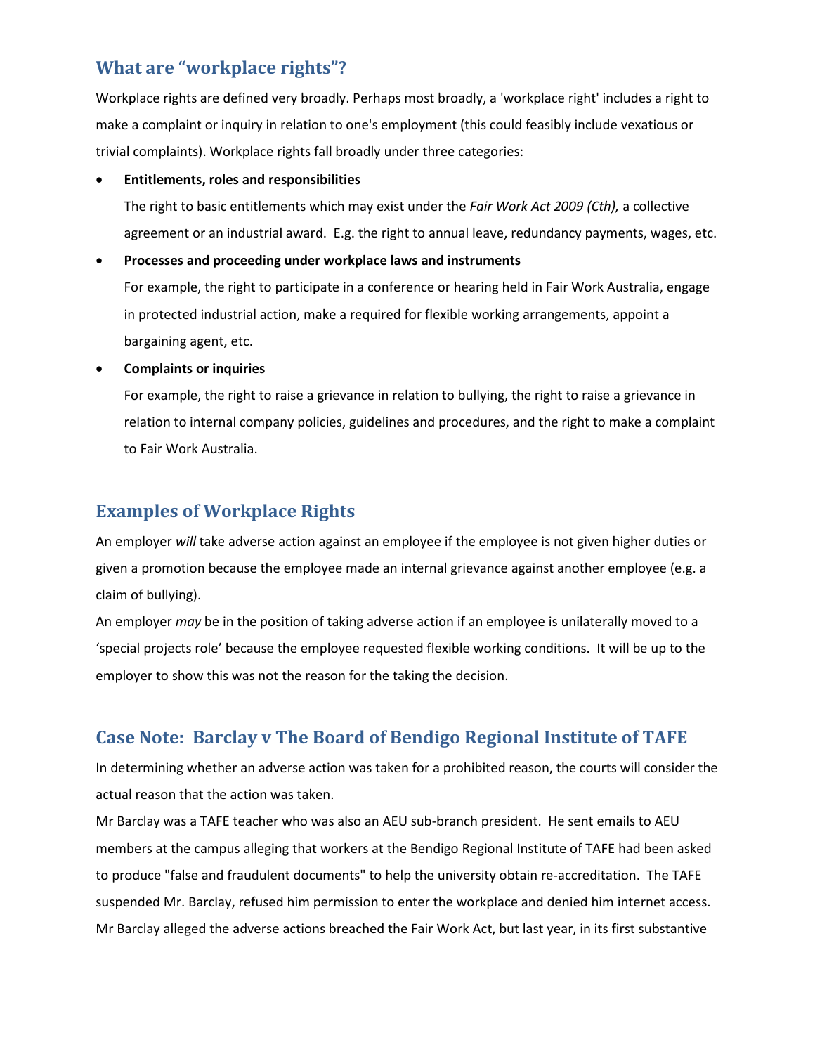## What are "workplace rights"?

Workplace rights are defined very broadly. Perhaps most broadly, a 'workplace right' includes a right to make a complaint or inquiry in relation to one's employment (this could feasibly include vexatious or trivial complaints). Workplace rights fall broadly under three categories:

- **Entitlements, roles and responsibilities**

  The right to basic entitlements which may exist under the *Fair Work Act 2009 (Cth),* a collective agreement or an industrial award. E.g. the right to annual leave, redundancy payments, wages, etc.

- **Processes and proceeding under workplace laws and instruments**

  For example, the right to participate in a conference or hearing held in Fair Work Australia, engage in protected industrial action, make a required for flexible working arrangements, appoint a bargaining agent, etc.

- **Complaints or inquiries**

  For example, the right to raise a grievance in relation to bullying, the right to raise a grievance in relation to internal company policies, guidelines and procedures, and the right to make a complaint to Fair Work Australia.

## Examples of Workplace Rights

An employer *will* take adverse action against an employee if the employee is not given higher duties or given a promotion because the employee made an internal grievance against another employee (e.g. a claim of bullying).

An employer *may* be in the position of taking adverse action if an employee is unilaterally moved to a 'special projects role' because the employee requested flexible working conditions. It will be up to the employer to show this was not the reason for the taking the decision.

## Case Note: Barclay v The Board of Bendigo Regional Institute of TAFE

In determining whether an adverse action was taken for a prohibited reason, the courts will consider the actual reason that the action was taken.

Mr Barclay was a TAFE teacher who was also an AEU sub-branch president. He sent emails to AEU members at the campus alleging that workers at the Bendigo Regional Institute of TAFE had been asked to produce "false and fraudulent documents" to help the university obtain re-accreditation. The TAFE suspended Mr. Barclay, refused him permission to enter the workplace and denied him internet access. Mr Barclay alleged the adverse actions breached the Fair Work Act, but last year, in its first substantive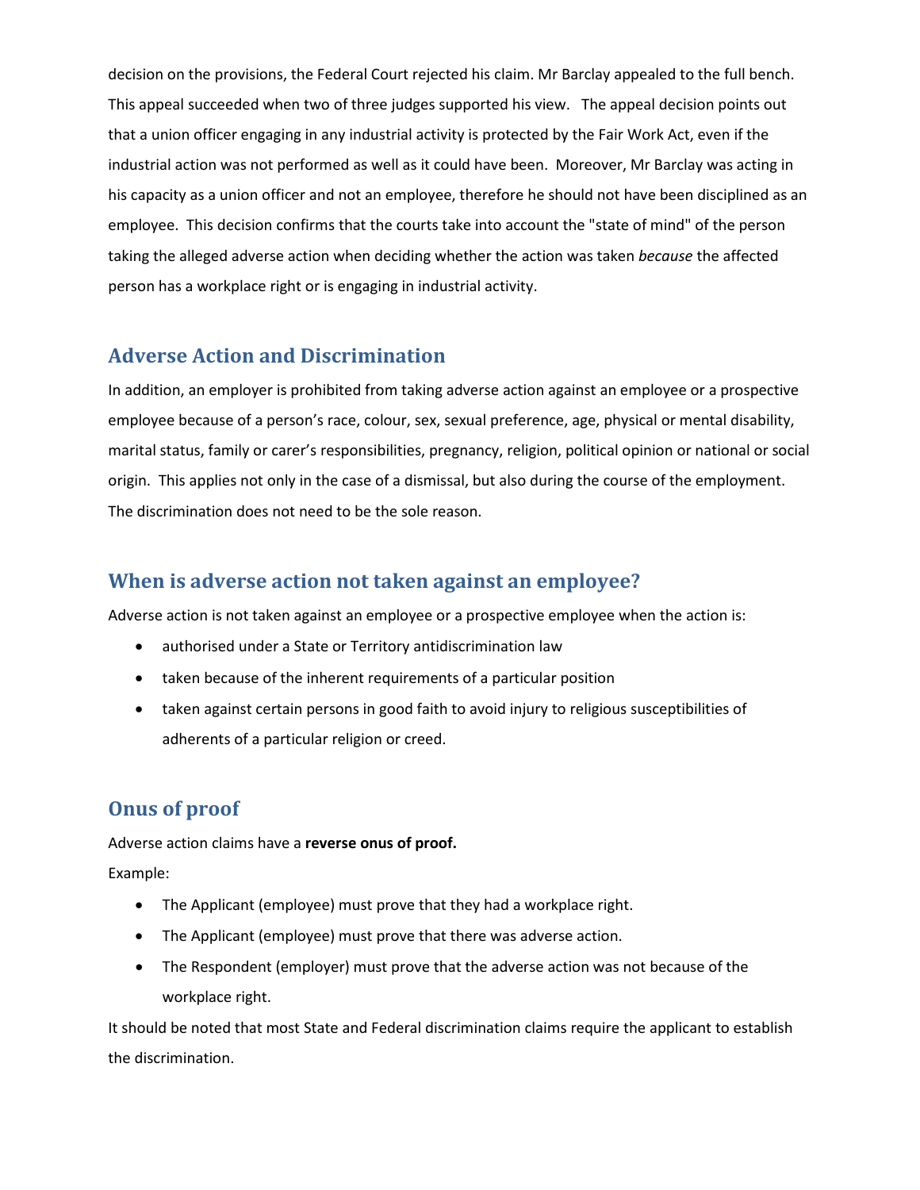decision on the provisions, the Federal Court rejected his claim. Mr Barclay appealed to the full bench. This appeal succeeded when two of three judges supported his view. The appeal decision points out that a union officer engaging in any industrial activity is protected by the Fair Work Act, even if the industrial action was not performed as well as it could have been. Moreover, Mr Barclay was acting in his capacity as a union officer and not an employee, therefore he should not have been disciplined as an employee. This decision confirms that the courts take into account the "state of mind" of the person taking the alleged adverse action when deciding whether the action was taken *because* the affected person has a workplace right or is engaging in industrial activity.

## Adverse Action and Discrimination

In addition, an employer is prohibited from taking adverse action against an employee or a prospective employee because of a person's race, colour, sex, sexual preference, age, physical or mental disability, marital status, family or carer's responsibilities, pregnancy, religion, political opinion or national or social origin. This applies not only in the case of a dismissal, but also during the course of the employment. The discrimination does not need to be the sole reason.

## When is adverse action not taken against an employee?

Adverse action is not taken against an employee or a prospective employee when the action is:

- authorised under a State or Territory antidiscrimination law
- taken because of the inherent requirements of a particular position
- taken against certain persons in good faith to avoid injury to religious susceptibilities of adherents of a particular religion or creed.

## Onus of proof

Adverse action claims have a **reverse onus of proof.**

Example:

- The Applicant (employee) must prove that they had a workplace right.
- The Applicant (employee) must prove that there was adverse action.
- The Respondent (employer) must prove that the adverse action was not because of the workplace right.

It should be noted that most State and Federal discrimination claims require the applicant to establish the discrimination.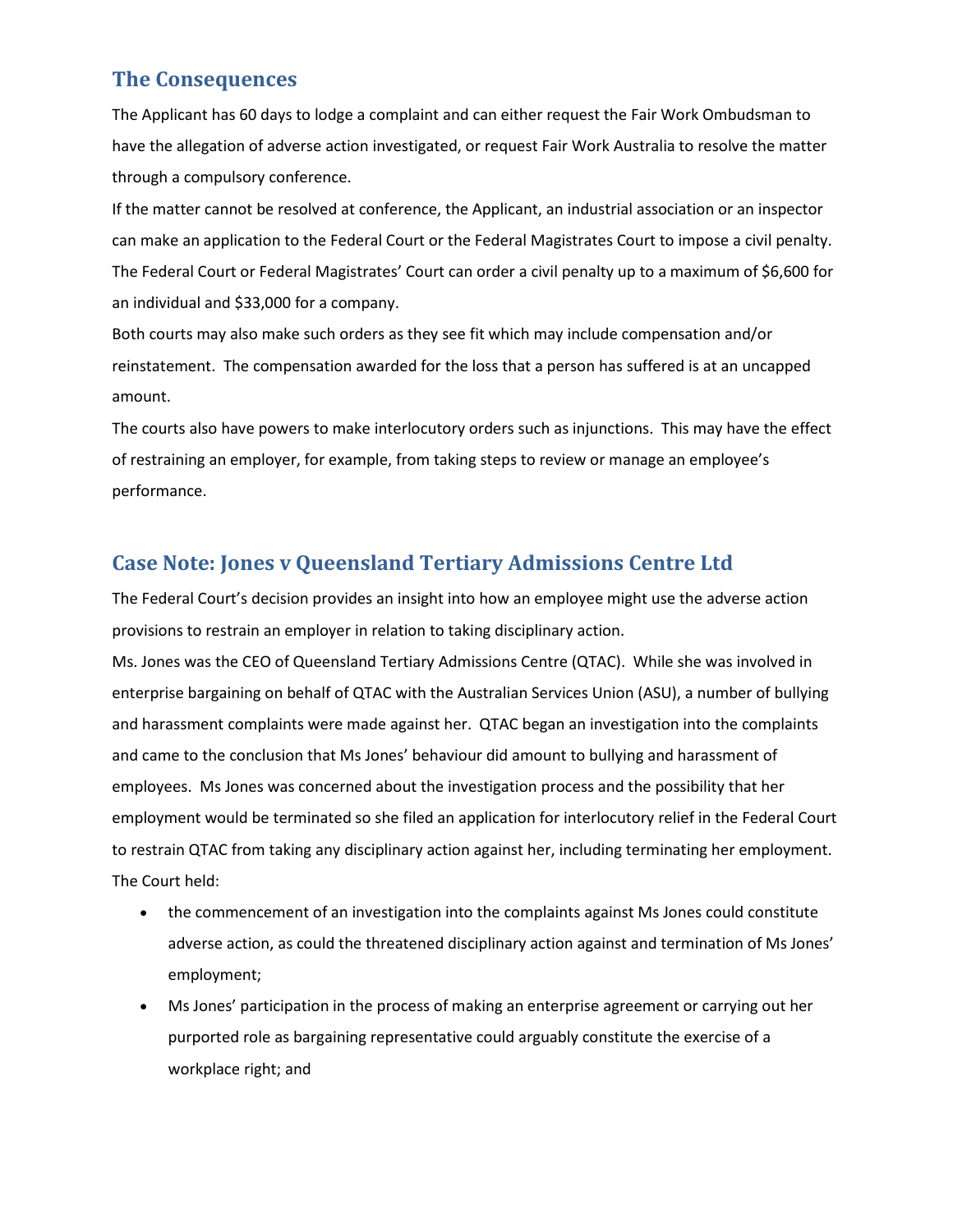## The Consequences

The Applicant has 60 days to lodge a complaint and can either request the Fair Work Ombudsman to have the allegation of adverse action investigated, or request Fair Work Australia to resolve the matter through a compulsory conference.

If the matter cannot be resolved at conference, the Applicant, an industrial association or an inspector can make an application to the Federal Court or the Federal Magistrates Court to impose a civil penalty. The Federal Court or Federal Magistrates' Court can order a civil penalty up to a maximum of $6,600 for an individual and $33,000 for a company.

Both courts may also make such orders as they see fit which may include compensation and/or reinstatement. The compensation awarded for the loss that a person has suffered is at an uncapped amount.

The courts also have powers to make interlocutory orders such as injunctions. This may have the effect of restraining an employer, for example, from taking steps to review or manage an employee's performance.

## Case Note: Jones v Queensland Tertiary Admissions Centre Ltd

The Federal Court's decision provides an insight into how an employee might use the adverse action provisions to restrain an employer in relation to taking disciplinary action.

Ms. Jones was the CEO of Queensland Tertiary Admissions Centre (QTAC). While she was involved in enterprise bargaining on behalf of QTAC with the Australian Services Union (ASU), a number of bullying and harassment complaints were made against her. QTAC began an investigation into the complaints and came to the conclusion that Ms Jones' behaviour did amount to bullying and harassment of employees. Ms Jones was concerned about the investigation process and the possibility that her employment would be terminated so she filed an application for interlocutory relief in the Federal Court to restrain QTAC from taking any disciplinary action against her, including terminating her employment. The Court held:

- the commencement of an investigation into the complaints against Ms Jones could constitute adverse action, as could the threatened disciplinary action against and termination of Ms Jones' employment;
- Ms Jones' participation in the process of making an enterprise agreement or carrying out her purported role as bargaining representative could arguably constitute the exercise of a workplace right; and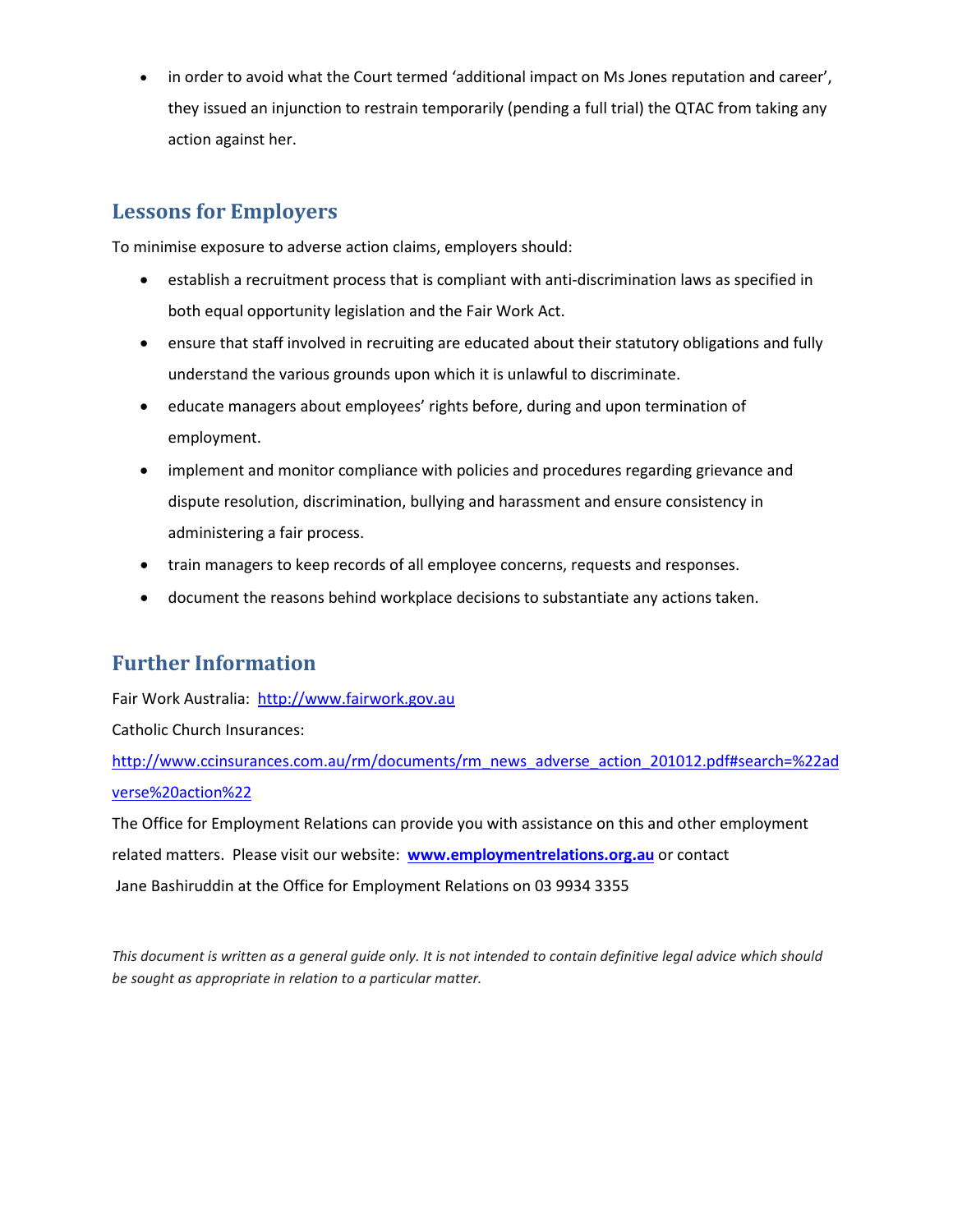- in order to avoid what the Court termed 'additional impact on Ms Jones reputation and career', they issued an injunction to restrain temporarily (pending a full trial) the QTAC from taking any action against her.

## Lessons for Employers

To minimise exposure to adverse action claims, employers should:

- establish a recruitment process that is compliant with anti-discrimination laws as specified in both equal opportunity legislation and the Fair Work Act.
- ensure that staff involved in recruiting are educated about their statutory obligations and fully understand the various grounds upon which it is unlawful to discriminate.
- educate managers about employees' rights before, during and upon termination of employment.
- implement and monitor compliance with policies and procedures regarding grievance and dispute resolution, discrimination, bullying and harassment and ensure consistency in administering a fair process.
- train managers to keep records of all employee concerns, requests and responses.
- document the reasons behind workplace decisions to substantiate any actions taken.

## Further Information

Fair Work Australia: http://www.fairwork.gov.au

Catholic Church Insurances:

http://www.ccinsurances.com.au/rm/documents/rm_news_adverse_action_201012.pdf#search=%22adverse%20action%22

The Office for Employment Relations can provide you with assistance on this and other employment related matters. Please visit our website: **www.employmentrelations.org.au** or contact Jane Bashiruddin at the Office for Employment Relations on 03 9934 3355

*This document is written as a general guide only. It is not intended to contain definitive legal advice which should be sought as appropriate in relation to a particular matter.*